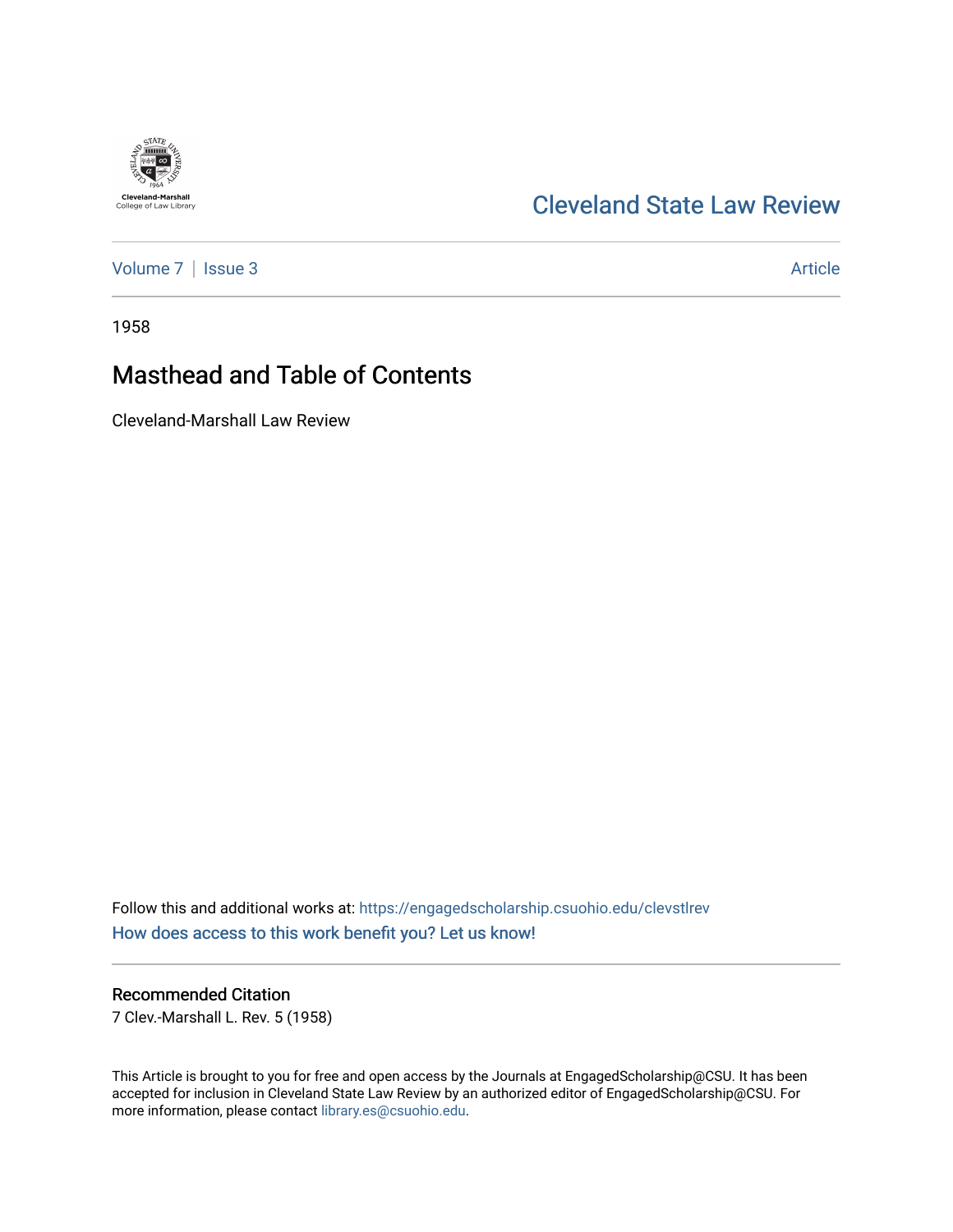Cleveland-Marshall
College of Law Library

# Cleveland State Law Review

Volume 7 | Issue 3 Article

1958

## Masthead and Table of Contents

Cleveland-Marshall Law Review

Follow this and additional works at: https://engagedscholarship.csuohio.edu/clevstlrev

How does access to this work benefit you? Let us know!

### Recommended Citation

7 Clev.-Marshall L. Rev. 5 (1958)

This Article is brought to you for free and open access by the Journals at EngagedScholarship@CSU. It has been accepted for inclusion in Cleveland State Law Review by an authorized editor of EngagedScholarship@CSU. For more information, please contact library.es@csuohio.edu.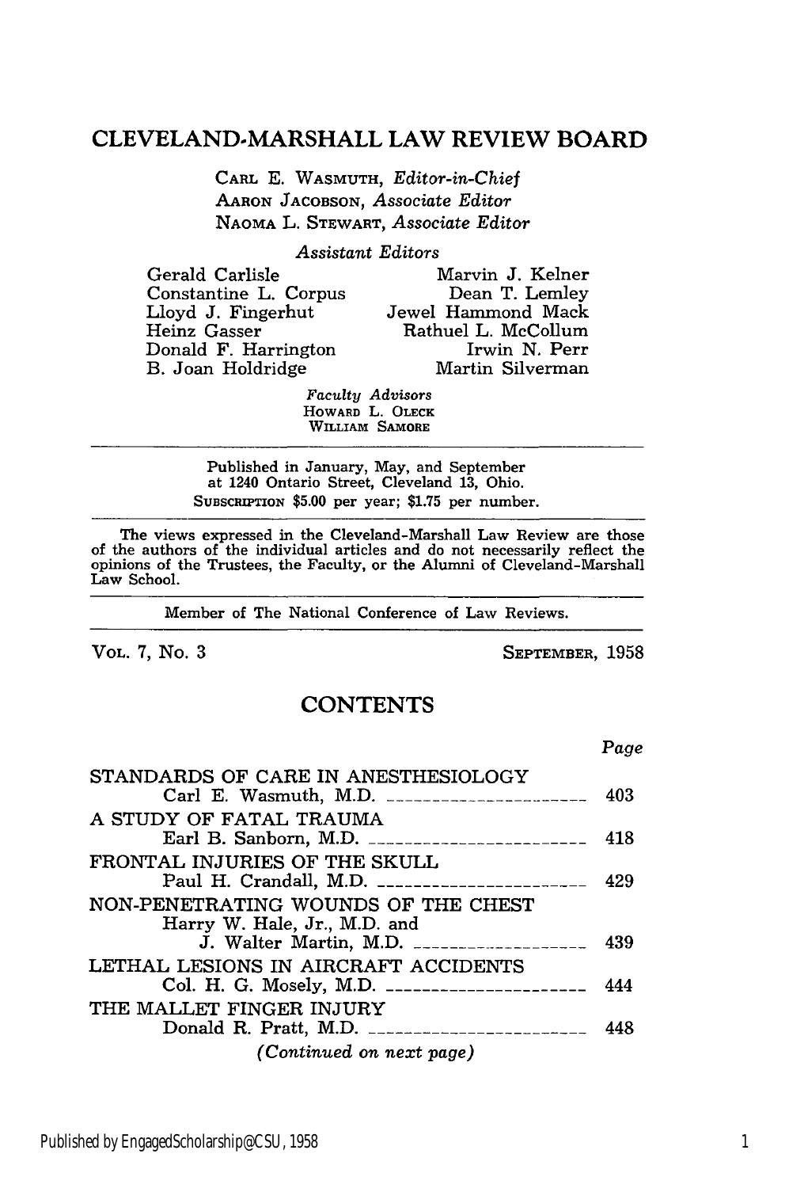# CLEVELAND-MARSHALL LAW REVIEW BOARD

CARL E. WASMUTH, *Editor-in-Chief*
AARON JACOBSON, *Associate Editor*
NAOMA L. STEWART, *Associate Editor*

*Assistant Editors*

Gerald Carlisle
Constantine L. Corpus
Lloyd J. Fingerhut
Heinz Gasser
Donald F. Harrington
B. Joan Holdridge
Marvin J. Kelner
Dean T. Lemley
Jewel Hammond Mack
Rathuel L. McCollum
Irwin N. Perr
Martin Silverman

*Faculty Advisors*
HOWARD L. OLECK
WILLIAM SAMORE

---

Published in January, May, and September at 1240 Ontario Street, Cleveland 13, Ohio.
SUBSCRIPTION $5.00 per year; $1.75 per number.

---

The views expressed in the Cleveland-Marshall Law Review are those of the authors of the individual articles and do not necessarily reflect the opinions of the Trustees, the Faculty, or the Alumni of Cleveland-Marshall Law School.

---

Member of The National Conference of Law Reviews.

---

VOL. 7, No. 3 — SEPTEMBER, 1958

## CONTENTS

| | *Page* |
|---|---|
| STANDARDS OF CARE IN ANESTHESIOLOGY<br>Carl E. Wasmuth, M.D. | 403 |
| A STUDY OF FATAL TRAUMA<br>Earl B. Sanborn, M.D. | 418 |
| FRONTAL INJURIES OF THE SKULL<br>Paul H. Crandall, M.D. | 429 |
| NON-PENETRATING WOUNDS OF THE CHEST<br>Harry W. Hale, Jr., M.D. and<br>J. Walter Martin, M.D. | 439 |
| LETHAL LESIONS IN AIRCRAFT ACCIDENTS<br>Col. H. G. Mosely, M.D. | 444 |
| THE MALLET FINGER INJURY<br>Donald R. Pratt, M.D. | 448 |

*(Continued on next page)*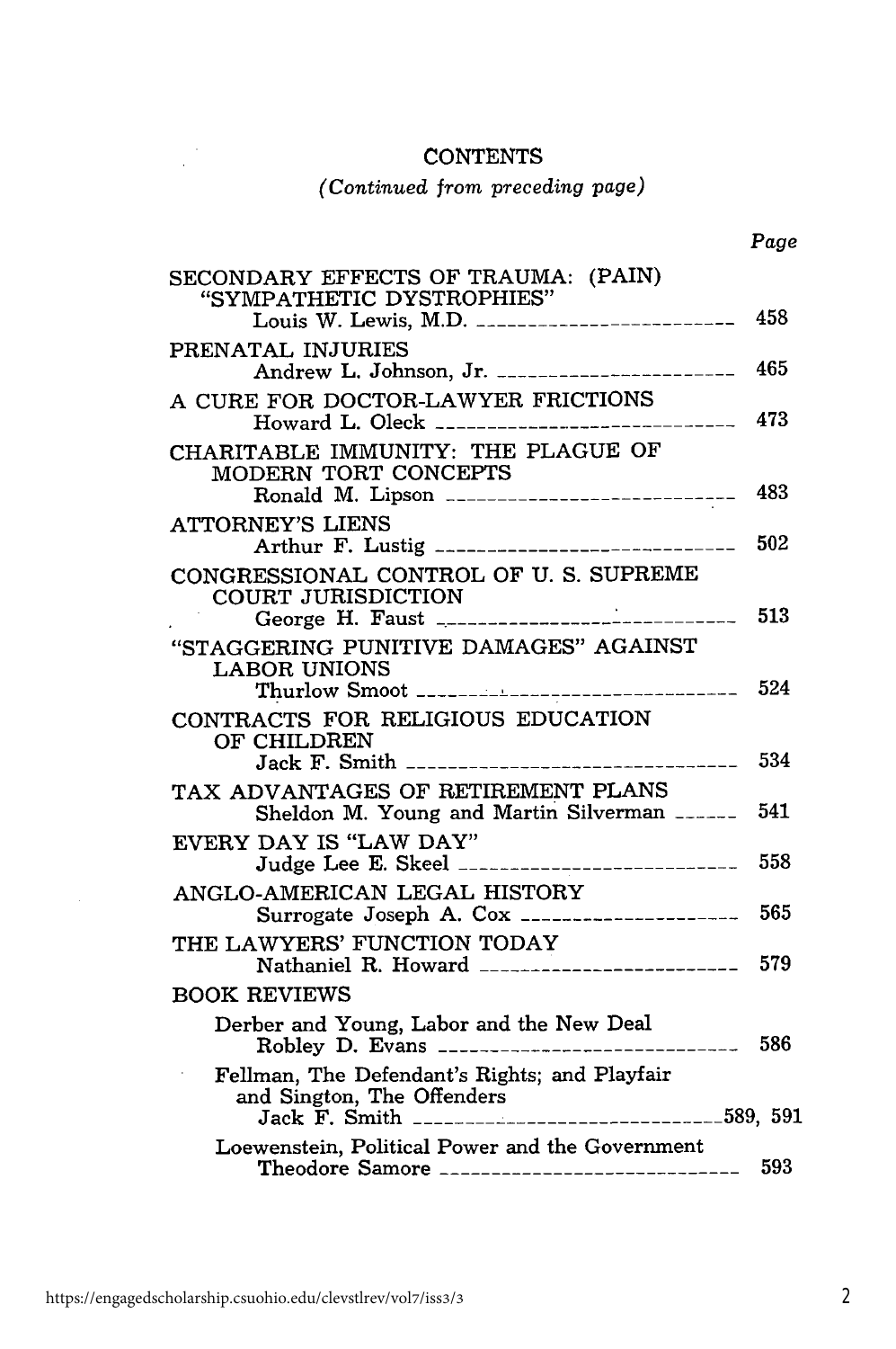CONTENTS

*(Continued from preceding page)*

| | Page |
|---|---|
| SECONDARY EFFECTS OF TRAUMA: (PAIN) "SYMPATHETIC DYSTROPHIES" Louis W. Lewis, M.D. | 458 |
| PRENATAL INJURIES Andrew L. Johnson, Jr. | 465 |
| A CURE FOR DOCTOR-LAWYER FRICTIONS Howard L. Oleck | 473 |
| CHARITABLE IMMUNITY: THE PLAGUE OF MODERN TORT CONCEPTS Ronald M. Lipson | 483 |
| ATTORNEY'S LIENS Arthur F. Lustig | 502 |
| CONGRESSIONAL CONTROL OF U. S. SUPREME COURT JURISDICTION George H. Faust | 513 |
| "STAGGERING PUNITIVE DAMAGES" AGAINST LABOR UNIONS Thurlow Smoot | 524 |
| CONTRACTS FOR RELIGIOUS EDUCATION OF CHILDREN Jack F. Smith | 534 |
| TAX ADVANTAGES OF RETIREMENT PLANS Sheldon M. Young and Martin Silverman | 541 |
| EVERY DAY IS "LAW DAY" Judge Lee E. Skeel | 558 |
| ANGLO-AMERICAN LEGAL HISTORY Surrogate Joseph A. Cox | 565 |
| THE LAWYERS' FUNCTION TODAY Nathaniel R. Howard | 579 |
| BOOK REVIEWS | |
| Derber and Young, Labor and the New Deal Robley D. Evans | 586 |
| Fellman, The Defendant's Rights; and Playfair and Sington, The Offenders Jack F. Smith | 589, 591 |
| Loewenstein, Political Power and the Government Theodore Samore | 593 |